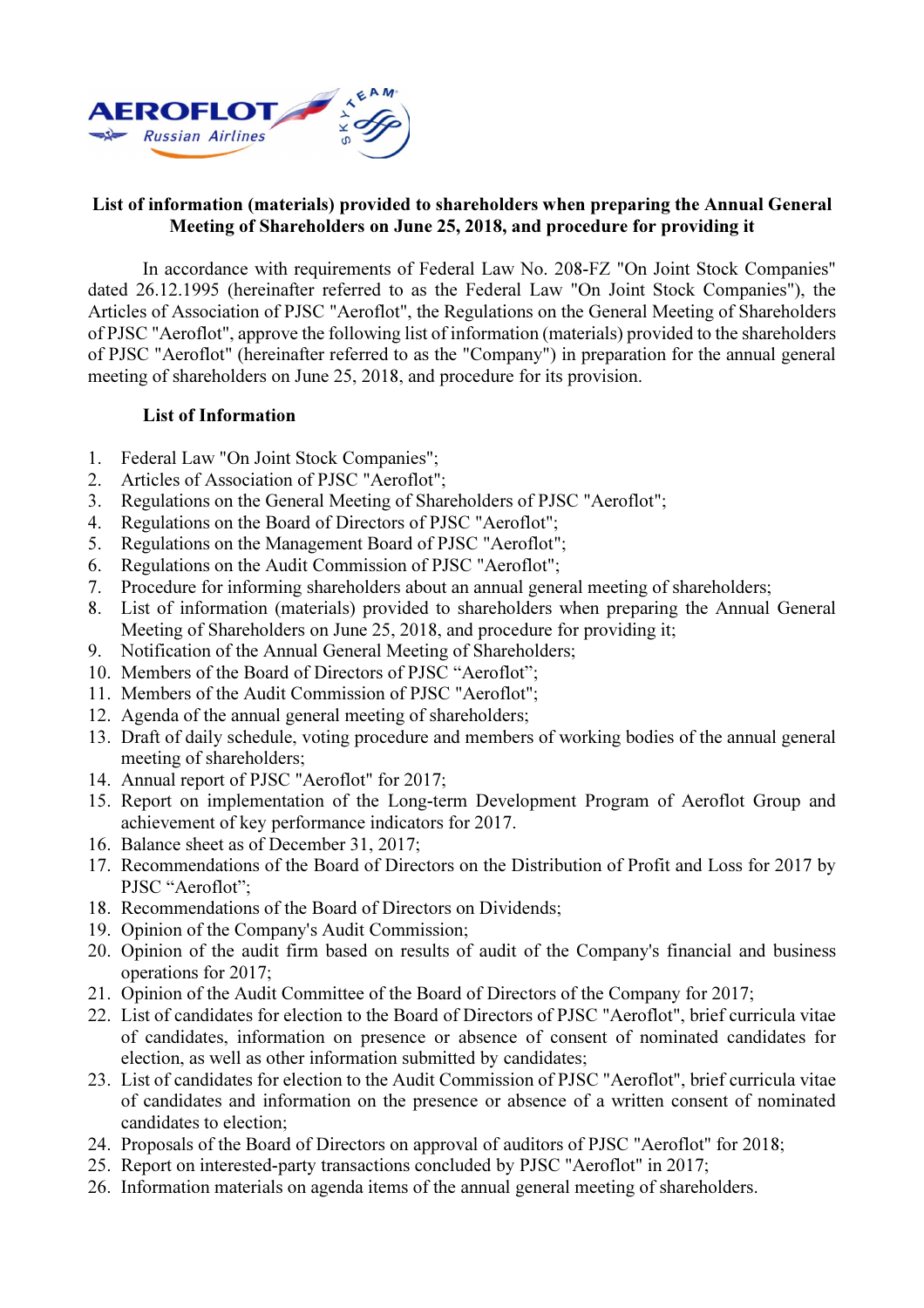**List of information (materials) provided to shareholders when preparing the Annual General Meeting of Shareholders on June 25, 2018, and procedure for providing it**

In accordance with requirements of Federal Law No. 208-FZ "On Joint Stock Companies" dated 26.12.1995 (hereinafter referred to as the Federal Law "On Joint Stock Companies"), the Articles of Association of PJSC "Aeroflot", the Regulations on the General Meeting of Shareholders of PJSC "Aeroflot", approve the following list of information (materials) provided to the shareholders of PJSC "Aeroflot" (hereinafter referred to as the "Company") in preparation for the annual general meeting of shareholders on June 25, 2018, and procedure for its provision.

**List of Information**

1. Federal Law "On Joint Stock Companies";
2. Articles of Association of PJSC "Aeroflot";
3. Regulations on the General Meeting of Shareholders of PJSC "Aeroflot";
4. Regulations on the Board of Directors of PJSC "Aeroflot";
5. Regulations on the Management Board of PJSC "Aeroflot";
6. Regulations on the Audit Commission of PJSC "Aeroflot";
7. Procedure for informing shareholders about an annual general meeting of shareholders;
8. List of information (materials) provided to shareholders when preparing the Annual General Meeting of Shareholders on June 25, 2018, and procedure for providing it;
9. Notification of the Annual General Meeting of Shareholders;
10. Members of the Board of Directors of PJSC "Aeroflot";
11. Members of the Audit Commission of PJSC "Aeroflot";
12. Agenda of the annual general meeting of shareholders;
13. Draft of daily schedule, voting procedure and members of working bodies of the annual general meeting of shareholders;
14. Annual report of PJSC "Aeroflot" for 2017;
15. Report on implementation of the Long-term Development Program of Aeroflot Group and achievement of key performance indicators for 2017.
16. Balance sheet as of December 31, 2017;
17. Recommendations of the Board of Directors on the Distribution of Profit and Loss for 2017 by PJSC "Aeroflot";
18. Recommendations of the Board of Directors on Dividends;
19. Opinion of the Company's Audit Commission;
20. Opinion of the audit firm based on results of audit of the Company's financial and business operations for 2017;
21. Opinion of the Audit Committee of the Board of Directors of the Company for 2017;
22. List of candidates for election to the Board of Directors of PJSC "Aeroflot", brief curricula vitae of candidates, information on presence or absence of consent of nominated candidates for election, as well as other information submitted by candidates;
23. List of candidates for election to the Audit Commission of PJSC "Aeroflot", brief curricula vitae of candidates and information on the presence or absence of a written consent of nominated candidates to election;
24. Proposals of the Board of Directors on approval of auditors of PJSC "Aeroflot" for 2018;
25. Report on interested-party transactions concluded by PJSC "Aeroflot" in 2017;
26. Information materials on agenda items of the annual general meeting of shareholders.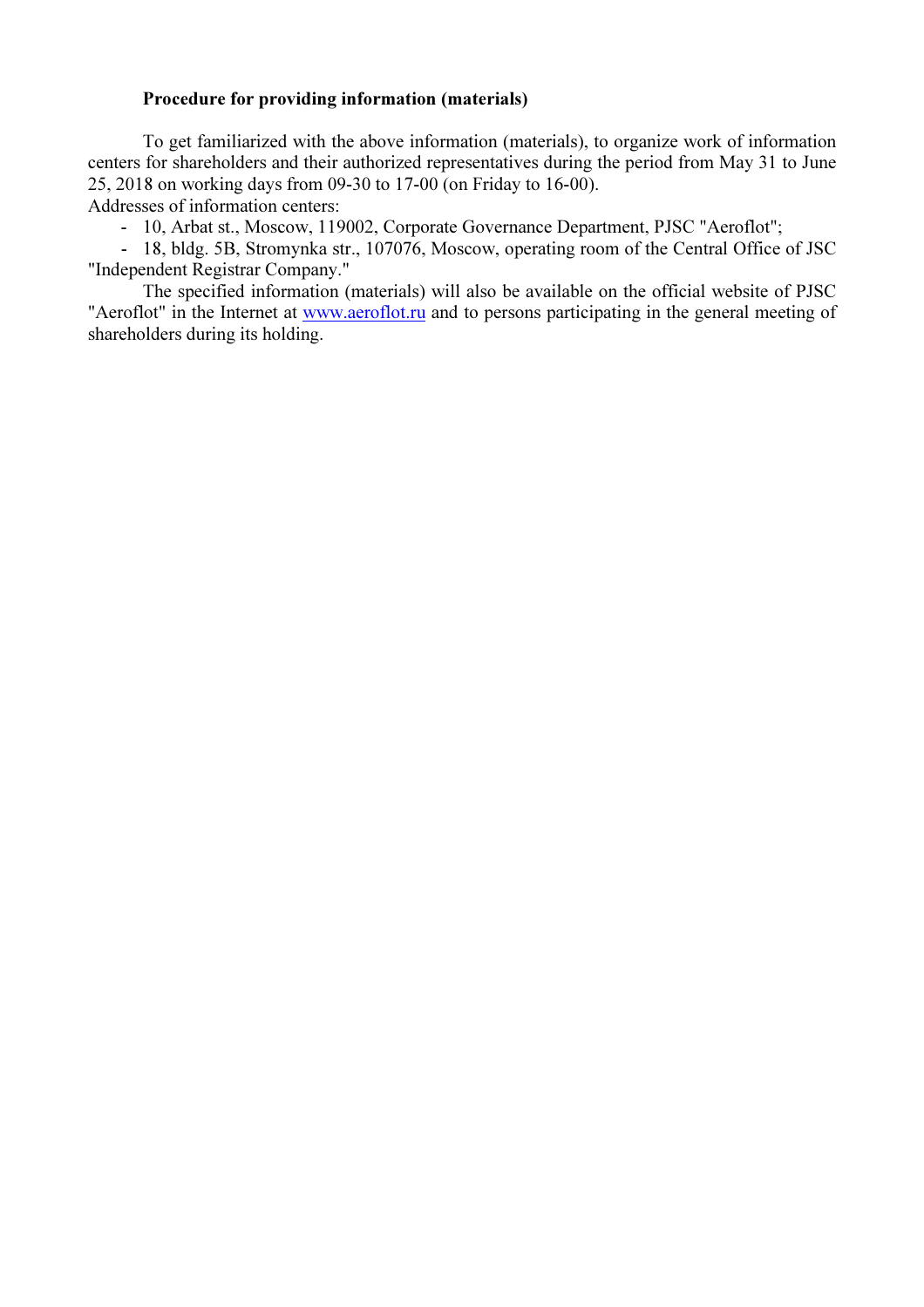**Procedure for providing information (materials)**

To get familiarized with the above information (materials), to organize work of information centers for shareholders and their authorized representatives during the period from May 31 to June 25, 2018 on working days from 09-30 to 17-00 (on Friday to 16-00).

Addresses of information centers:

- 10, Arbat st., Moscow, 119002, Corporate Governance Department, PJSC "Aeroflot";
- 18, bldg. 5B, Stromynka str., 107076, Moscow, operating room of the Central Office of JSC "Independent Registrar Company."

The specified information (materials) will also be available on the official website of PJSC "Aeroflot" in the Internet at [www.aeroflot.ru](http://www.aeroflot.ru) and to persons participating in the general meeting of shareholders during its holding.